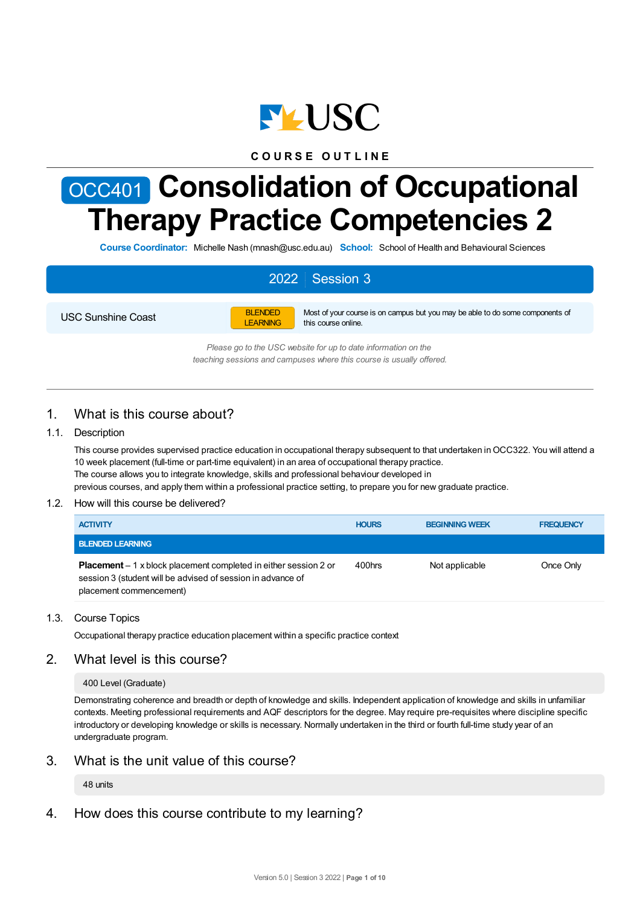USC

COURSE OUTLINE

# OCC401 Consolidation of Occupational Therapy Practice Competencies 2

**Course Coordinator:** Michelle Nash (mnash@usc.edu.au) **School:** School of Health and Behavioural Sciences

| 2022 Session 3 | | |
|---|---|---|
| USC Sunshine Coast | BLENDED LEARNING | Most of your course is on campus but you may be able to do some components of this course online. |

*Please go to the USC website for up to date information on the teaching sessions and campuses where this course is usually offered.*

## 1. What is this course about?

### 1.1. Description

This course provides supervised practice education in occupational therapy subsequent to that undertaken in OCC322. You will attend a 10 week placement (full-time or part-time equivalent) in an area of occupational therapy practice.
The course allows you to integrate knowledge, skills and professional behaviour developed in previous courses, and apply them within a professional practice setting, to prepare you for new graduate practice.

### 1.2. How will this course be delivered?

| ACTIVITY | HOURS | BEGINNING WEEK | FREQUENCY |
|---|---|---|---|
| **BLENDED LEARNING** | | | |
| **Placement** – 1 x block placement completed in either session 2 or session 3 (student will be advised of session in advance of placement commencement) | 400hrs | Not applicable | Once Only |

### 1.3. Course Topics

Occupational therapy practice education placement within a specific practice context

## 2. What level is this course?

400 Level (Graduate)

Demonstrating coherence and breadth or depth of knowledge and skills. Independent application of knowledge and skills in unfamiliar contexts. Meeting professional requirements and AQF descriptors for the degree. May require pre-requisites where discipline specific introductory or developing knowledge or skills is necessary. Normally undertaken in the third or fourth full-time study year of an undergraduate program.

## 3. What is the unit value of this course?

48 units

## 4. How does this course contribute to my learning?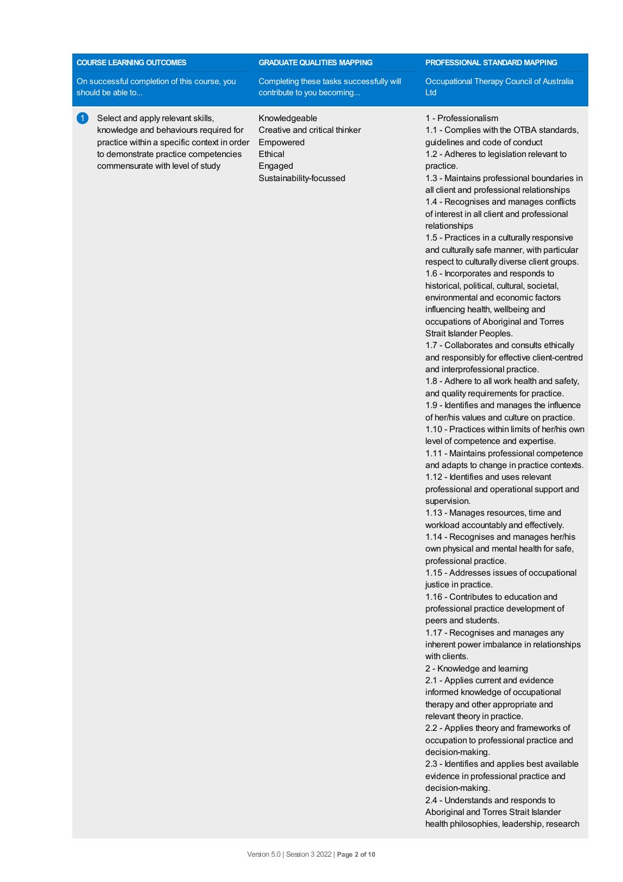| COURSE LEARNING OUTCOMES | GRADUATE QUALITIES MAPPING | PROFESSIONAL STANDARD MAPPING |
| --- | --- | --- |
| On successful completion of this course, you should be able to... | Completing these tasks successfully will contribute to you becoming... | Occupational Therapy Council of Australia Ltd |
| 1 Select and apply relevant skills, knowledge and behaviours required for practice within a specific context in order to demonstrate practice competencies commensurate with level of study | Knowledgeable<br>Creative and critical thinker<br>Empowered<br>Ethical<br>Engaged<br>Sustainability-focussed | 1 - Professionalism<br>1.1 - Complies with the OTBA standards, guidelines and code of conduct<br>1.2 - Adheres to legislation relevant to practice.<br>1.3 - Maintains professional boundaries in all client and professional relationships<br>1.4 - Recognises and manages conflicts of interest in all client and professional relationships<br>1.5 - Practices in a culturally responsive and culturally safe manner, with particular respect to culturally diverse client groups.<br>1.6 - Incorporates and responds to historical, political, cultural, societal, environmental and economic factors influencing health, wellbeing and occupations of Aboriginal and Torres Strait Islander Peoples.<br>1.7 - Collaborates and consults ethically and responsibly for effective client-centred and interprofessional practice.<br>1.8 - Adhere to all work health and safety, and quality requirements for practice.<br>1.9 - Identifies and manages the influence of her/his values and culture on practice.<br>1.10 - Practices within limits of her/his own level of competence and expertise.<br>1.11 - Maintains professional competence and adapts to change in practice contexts.<br>1.12 - Identifies and uses relevant professional and operational support and supervision.<br>1.13 - Manages resources, time and workload accountably and effectively.<br>1.14 - Recognises and manages her/his own physical and mental health for safe, professional practice.<br>1.15 - Addresses issues of occupational justice in practice.<br>1.16 - Contributes to education and professional practice development of peers and students.<br>1.17 - Recognises and manages any inherent power imbalance in relationships with clients.<br>2 - Knowledge and learning<br>2.1 - Applies current and evidence informed knowledge of occupational therapy and other appropriate and relevant theory in practice.<br>2.2 - Applies theory and frameworks of occupation to professional practice and decision-making.<br>2.3 - Identifies and applies best available evidence in professional practice and decision-making.<br>2.4 - Understands and responds to Aboriginal and Torres Strait Islander health philosophies, leadership, research |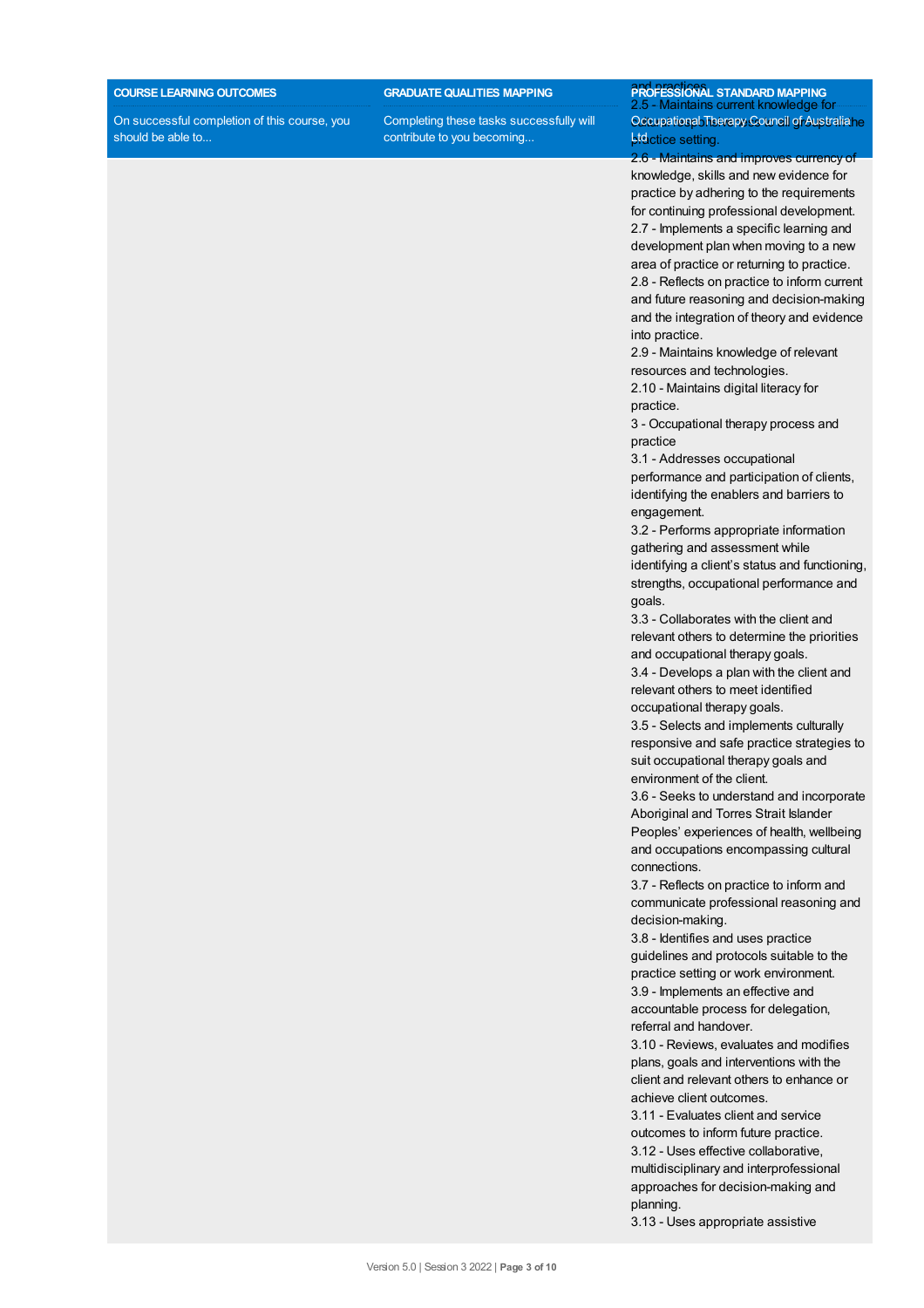| COURSE LEARNING OUTCOMES | GRADUATE QUALITIES MAPPING | PROFESSIONAL STANDARD MAPPING |
| --- | --- | --- |
| On successful completion of this course, you should be able to... | Completing these tasks successfully will contribute to you becoming... | Occupational Therapy Council of Australia Ltd |
| | | and practices.<br>2.5 - Maintains current knowledge for practice setting.<br>2.6 - Maintains and improves currency of knowledge, skills and new evidence for practice by adhering to the requirements for continuing professional development.<br>2.7 - Implements a specific learning and development plan when moving to a new area of practice or returning to practice.<br>2.8 - Reflects on practice to inform current and future reasoning and decision-making and the integration of theory and evidence into practice.<br>2.9 - Maintains knowledge of relevant resources and technologies.<br>2.10 - Maintains digital literacy for practice.<br>3 - Occupational therapy process and practice<br>3.1 - Addresses occupational performance and participation of clients, identifying the enablers and barriers to engagement.<br>3.2 - Performs appropriate information gathering and assessment while identifying a client's status and functioning, strengths, occupational performance and goals.<br>3.3 - Collaborates with the client and relevant others to determine the priorities and occupational therapy goals.<br>3.4 - Develops a plan with the client and relevant others to meet identified occupational therapy goals.<br>3.5 - Selects and implements culturally responsive and safe practice strategies to suit occupational therapy goals and environment of the client.<br>3.6 - Seeks to understand and incorporate Aboriginal and Torres Strait Islander Peoples' experiences of health, wellbeing and occupations encompassing cultural connections.<br>3.7 - Reflects on practice to inform and communicate professional reasoning and decision-making.<br>3.8 - Identifies and uses practice guidelines and protocols suitable to the practice setting or work environment.<br>3.9 - Implements an effective and accountable process for delegation, referral and handover.<br>3.10 - Reviews, evaluates and modifies plans, goals and interventions with the client and relevant others to enhance or achieve client outcomes.<br>3.11 - Evaluates client and service outcomes to inform future practice.<br>3.12 - Uses effective collaborative, multidisciplinary and interprofessional approaches for decision-making and planning.<br>3.13 - Uses appropriate assistive |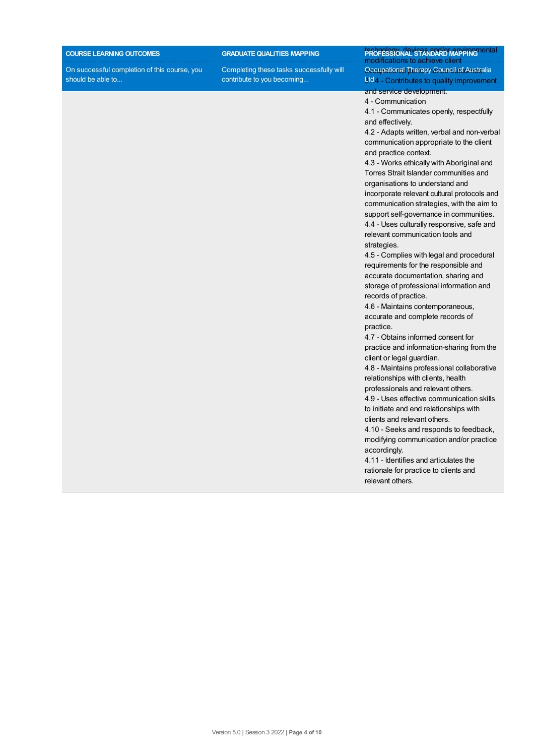| COURSE LEARNING OUTCOMES | GRADUATE QUALITIES MAPPING | PROFESSIONAL STANDARD MAPPING |
|---|---|---|
| On successful completion of this course, you should be able to... | Completing these tasks successfully will contribute to you becoming... | Occupational Therapy Council of Australia Ltd |
| | | technology, devices and/or environmental modifications to achieve client<br>3.14 - Contributes to quality improvement and service development.<br>4 - Communication<br>4.1 - Communicates openly, respectfully and effectively.<br>4.2 - Adapts written, verbal and non-verbal communication appropriate to the client and practice context.<br>4.3 - Works ethically with Aboriginal and Torres Strait Islander communities and organisations to understand and incorporate relevant cultural protocols and communication strategies, with the aim to support self-governance in communities.<br>4.4 - Uses culturally responsive, safe and relevant communication tools and strategies.<br>4.5 - Complies with legal and procedural requirements for the responsible and accurate documentation, sharing and storage of professional information and records of practice.<br>4.6 - Maintains contemporaneous, accurate and complete records of practice.<br>4.7 - Obtains informed consent for practice and information-sharing from the client or legal guardian.<br>4.8 - Maintains professional collaborative relationships with clients, health professionals and relevant others.<br>4.9 - Uses effective communication skills to initiate and end relationships with clients and relevant others.<br>4.10 - Seeks and responds to feedback, modifying communication and/or practice accordingly.<br>4.11 - Identifies and articulates the rationale for practice to clients and relevant others. |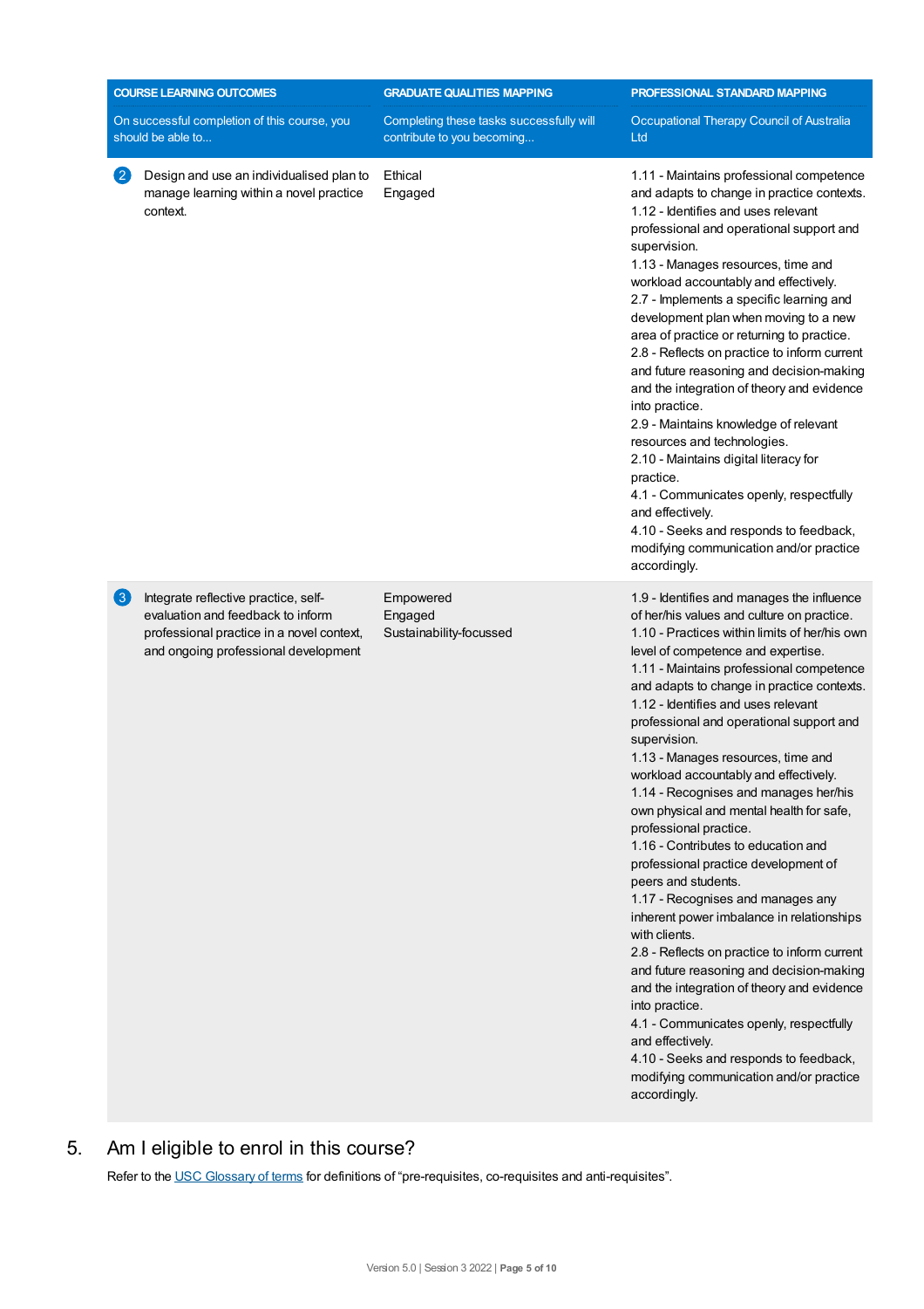| COURSE LEARNING OUTCOMES On successful completion of this course, you should be able to... | GRADUATE QUALITIES MAPPING Completing these tasks successfully will contribute to you becoming... | PROFESSIONAL STANDARD MAPPING Occupational Therapy Council of Australia Ltd |
|---|---|---|
| 2 Design and use an individualised plan to manage learning within a novel practice context. | Ethical<br>Engaged | 1.11 - Maintains professional competence and adapts to change in practice contexts.<br>1.12 - Identifies and uses relevant professional and operational support and supervision.<br>1.13 - Manages resources, time and workload accountably and effectively.<br>2.7 - Implements a specific learning and development plan when moving to a new area of practice or returning to practice.<br>2.8 - Reflects on practice to inform current and future reasoning and decision-making and the integration of theory and evidence into practice.<br>2.9 - Maintains knowledge of relevant resources and technologies.<br>2.10 - Maintains digital literacy for practice.<br>4.1 - Communicates openly, respectfully and effectively.<br>4.10 - Seeks and responds to feedback, modifying communication and/or practice accordingly. |
| 3 Integrate reflective practice, self-evaluation and feedback to inform professional practice in a novel context, and ongoing professional development | Empowered<br>Engaged<br>Sustainability-focussed | 1.9 - Identifies and manages the influence of her/his values and culture on practice.<br>1.10 - Practices within limits of her/his own level of competence and expertise.<br>1.11 - Maintains professional competence and adapts to change in practice contexts.<br>1.12 - Identifies and uses relevant professional and operational support and supervision.<br>1.13 - Manages resources, time and workload accountably and effectively.<br>1.14 - Recognises and manages her/his own physical and mental health for safe, professional practice.<br>1.16 - Contributes to education and professional practice development of peers and students.<br>1.17 - Recognises and manages any inherent power imbalance in relationships with clients.<br>2.8 - Reflects on practice to inform current and future reasoning and decision-making and the integration of theory and evidence into practice.<br>4.1 - Communicates openly, respectfully and effectively.<br>4.10 - Seeks and responds to feedback, modifying communication and/or practice accordingly. |

## 5. Am I eligible to enrol in this course?

Refer to the USC Glossary of terms for definitions of “pre-requisites, co-requisites and anti-requisites”.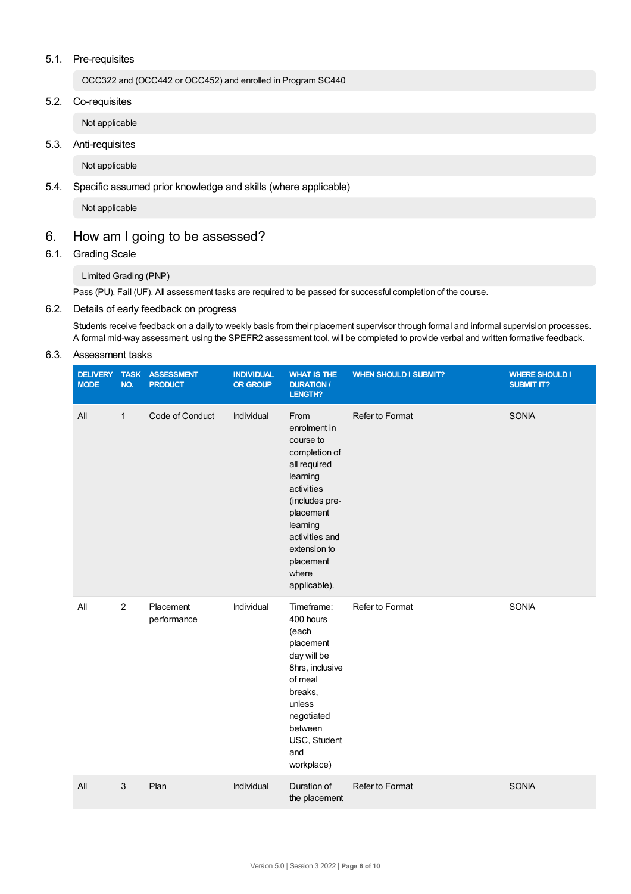### 5.1. Pre-requisites

OCC322 and (OCC442 or OCC452) and enrolled in Program SC440

### 5.2. Co-requisites

Not applicable

### 5.3. Anti-requisites

Not applicable

### 5.4. Specific assumed prior knowledge and skills (where applicable)

Not applicable

## 6. How am I going to be assessed?

### 6.1. Grading Scale

Limited Grading (PNP)

Pass (PU), Fail (UF). All assessment tasks are required to be passed for successful completion of the course.

### 6.2. Details of early feedback on progress

Students receive feedback on a daily to weekly basis from their placement supervisor through formal and informal supervision processes. A formal mid-way assessment, using the SPEFR2 assessment tool, will be completed to provide verbal and written formative feedback.

### 6.3. Assessment tasks

| DELIVERY MODE | TASK NO. | ASSESSMENT PRODUCT | INDIVIDUAL OR GROUP | WHAT IS THE DURATION / LENGTH? | WHEN SHOULD I SUBMIT? | WHERE SHOULD I SUBMIT IT? |
|---|---|---|---|---|---|---|
| All | 1 | Code of Conduct | Individual | From enrolment in course to completion of all required learning activities (includes pre-placement learning activities and extension to placement where applicable). | Refer to Format | SONIA |
| All | 2 | Placement performance | Individual | Timeframe: 400 hours (each placement day will be 8hrs, inclusive of meal breaks, unless negotiated between USC, Student and workplace) | Refer to Format | SONIA |
| All | 3 | Plan | Individual | Duration of the placement | Refer to Format | SONIA |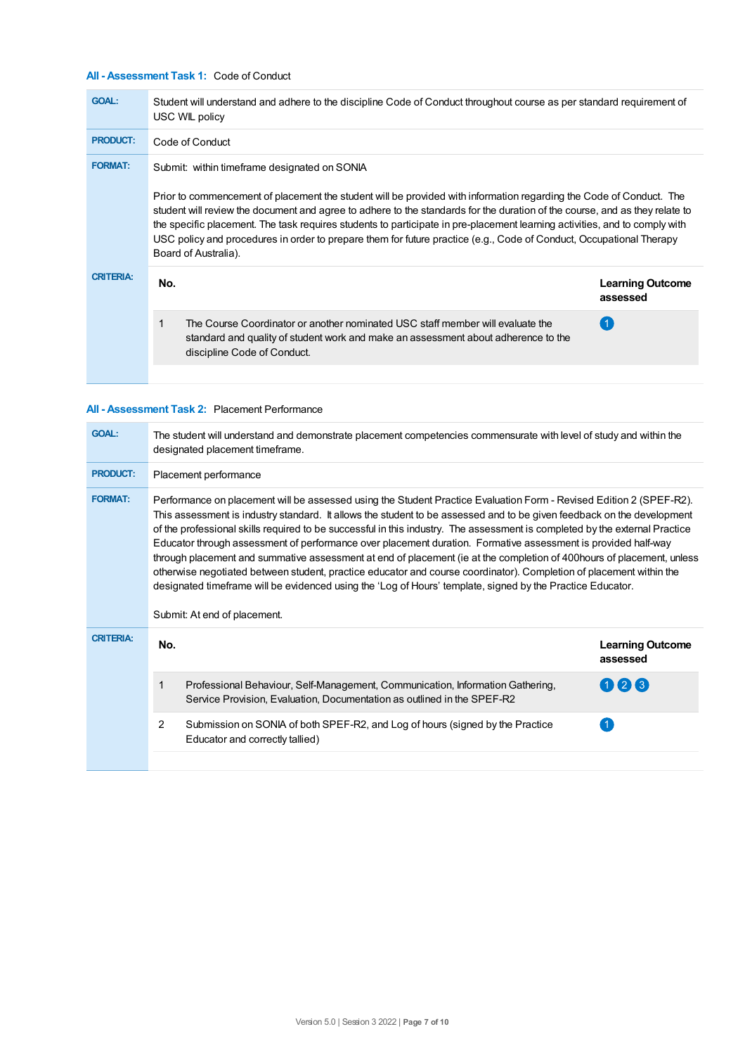### All - Assessment Task 1: Code of Conduct

**GOAL:** Student will understand and adhere to the discipline Code of Conduct throughout course as per standard requirement of USC WIL policy

**PRODUCT:** Code of Conduct

**FORMAT:** Submit: within timeframe designated on SONIA

Prior to commencement of placement the student will be provided with information regarding the Code of Conduct. The student will review the document and agree to adhere to the standards for the duration of the course, and as they relate to the specific placement. The task requires students to participate in pre-placement learning activities, and to comply with USC policy and procedures in order to prepare them for future practice (e.g., Code of Conduct, Occupational Therapy Board of Australia).

**CRITERIA:**

| No. | | Learning Outcome assessed |
|---|---|---|
| 1 | The Course Coordinator or another nominated USC staff member will evaluate the standard and quality of student work and make an assessment about adherence to the discipline Code of Conduct. | 1 |

### All - Assessment Task 2: Placement Performance

**GOAL:** The student will understand and demonstrate placement competencies commensurate with level of study and within the designated placement timeframe.

**PRODUCT:** Placement performance

**FORMAT:** Performance on placement will be assessed using the Student Practice Evaluation Form - Revised Edition 2 (SPEF-R2). This assessment is industry standard. It allows the student to be assessed and to be given feedback on the development of the professional skills required to be successful in this industry. The assessment is completed by the external Practice Educator through assessment of performance over placement duration. Formative assessment is provided half-way through placement and summative assessment at end of placement (ie at the completion of 400hours of placement, unless otherwise negotiated between student, practice educator and course coordinator). Completion of placement within the designated timeframe will be evidenced using the 'Log of Hours' template, signed by the Practice Educator.

Submit: At end of placement.

**CRITERIA:**

| No. | | Learning Outcome assessed |
|---|---|---|
| 1 | Professional Behaviour, Self-Management, Communication, Information Gathering, Service Provision, Evaluation, Documentation as outlined in the SPEF-R2 | 1 2 3 |
| 2 | Submission on SONIA of both SPEF-R2, and Log of hours (signed by the Practice Educator and correctly tallied) | 1 |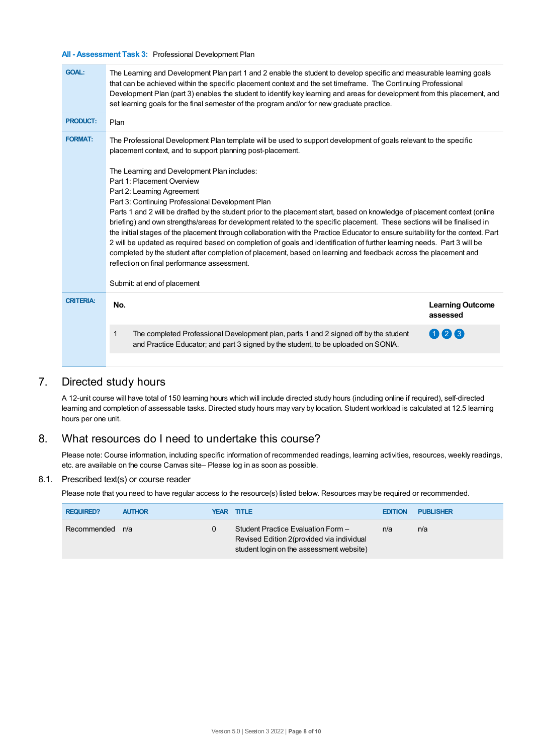**All - Assessment Task 3:** Professional Development Plan

| | |
|---|---|
| **GOAL:** | The Learning and Development Plan part 1 and 2 enable the student to develop specific and measurable learning goals that can be achieved within the specific placement context and the set timeframe. The Continuing Professional Development Plan (part 3) enables the student to identify key learning and areas for development from this placement, and set learning goals for the final semester of the program and/or for new graduate practice. |
| **PRODUCT:** | Plan |
| **FORMAT:** | The Professional Development Plan template will be used to support development of goals relevant to the specific placement context, and to support planning post-placement.<br><br>The Learning and Development Plan includes:<br>Part 1: Placement Overview<br>Part 2: Learning Agreement<br>Part 3: Continuing Professional Development Plan<br>Parts 1 and 2 will be drafted by the student prior to the placement start, based on knowledge of placement context (online briefing) and own strengths/areas for development related to the specific placement. These sections will be finalised in the initial stages of the placement through collaboration with the Practice Educator to ensure suitability for the context. Part 2 will be updated as required based on completion of goals and identification of further learning needs. Part 3 will be completed by the student after completion of placement, based on learning and feedback across the placement and reflection on final performance assessment.<br><br>Submit: at end of placement |
| **CRITERIA:** | |

| No. | | Learning Outcome assessed |
|---|---|---|
| 1 | The completed Professional Development plan, parts 1 and 2 signed off by the student and Practice Educator; and part 3 signed by the student, to be uploaded on SONIA. | 1 2 3 |

## 7. Directed study hours

A 12-unit course will have total of 150 learning hours which will include directed study hours (including online if required), self-directed learning and completion of assessable tasks. Directed study hours may vary by location. Student workload is calculated at 12.5 learning hours per one unit.

## 8. What resources do I need to undertake this course?

Please note: Course information, including specific information of recommended readings, learning activities, resources, weekly readings, etc. are available on the course Canvas site– Please log in as soon as possible.

### 8.1. Prescribed text(s) or course reader

Please note that you need to have regular access to the resource(s) listed below. Resources may be required or recommended.

| REQUIRED? | AUTHOR | YEAR | TITLE | EDITION | PUBLISHER |
|---|---|---|---|---|---|
| Recommended | n/a | 0 | Student Practice Evaluation Form – Revised Edition 2(provided via individual student login on the assessment website) | n/a | n/a |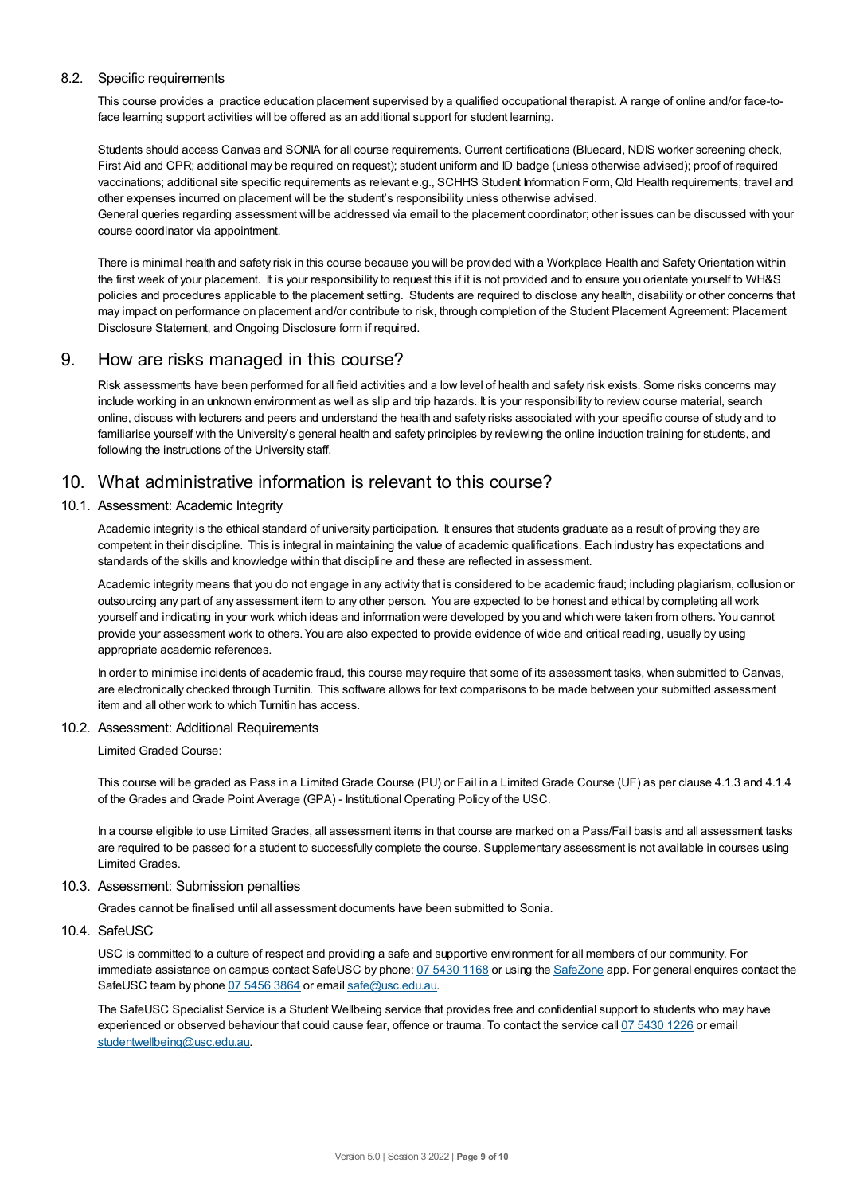### 8.2. Specific requirements

This course provides a practice education placement supervised by a qualified occupational therapist. A range of online and/or face-to-face learning support activities will be offered as an additional support for student learning.

Students should access Canvas and SONIA for all course requirements. Current certifications (Bluecard, NDIS worker screening check, First Aid and CPR; additional may be required on request); student uniform and ID badge (unless otherwise advised); proof of required vaccinations; additional site specific requirements as relevant e.g., SCHHS Student Information Form, Qld Health requirements; travel and other expenses incurred on placement will be the student's responsibility unless otherwise advised.
General queries regarding assessment will be addressed via email to the placement coordinator; other issues can be discussed with your course coordinator via appointment.

There is minimal health and safety risk in this course because you will be provided with a Workplace Health and Safety Orientation within the first week of your placement. It is your responsibility to request this if it is not provided and to ensure you orientate yourself to WH&S policies and procedures applicable to the placement setting. Students are required to disclose any health, disability or other concerns that may impact on performance on placement and/or contribute to risk, through completion of the Student Placement Agreement: Placement Disclosure Statement, and Ongoing Disclosure form if required.

## 9. How are risks managed in this course?

Risk assessments have been performed for all field activities and a low level of health and safety risk exists. Some risks concerns may include working in an unknown environment as well as slip and trip hazards. It is your responsibility to review course material, search online, discuss with lecturers and peers and understand the health and safety risks associated with your specific course of study and to familiarise yourself with the University's general health and safety principles by reviewing the online induction training for students, and following the instructions of the University staff.

## 10. What administrative information is relevant to this course?

### 10.1. Assessment: Academic Integrity

Academic integrity is the ethical standard of university participation. It ensures that students graduate as a result of proving they are competent in their discipline. This is integral in maintaining the value of academic qualifications. Each industry has expectations and standards of the skills and knowledge within that discipline and these are reflected in assessment.

Academic integrity means that you do not engage in any activity that is considered to be academic fraud; including plagiarism, collusion or outsourcing any part of any assessment item to any other person. You are expected to be honest and ethical by completing all work yourself and indicating in your work which ideas and information were developed by you and which were taken from others. You cannot provide your assessment work to others. You are also expected to provide evidence of wide and critical reading, usually by using appropriate academic references.

In order to minimise incidents of academic fraud, this course may require that some of its assessment tasks, when submitted to Canvas, are electronically checked through Turnitin. This software allows for text comparisons to be made between your submitted assessment item and all other work to which Turnitin has access.

### 10.2. Assessment: Additional Requirements

Limited Graded Course:

This course will be graded as Pass in a Limited Grade Course (PU) or Fail in a Limited Grade Course (UF) as per clause 4.1.3 and 4.1.4 of the Grades and Grade Point Average (GPA) - Institutional Operating Policy of the USC.

In a course eligible to use Limited Grades, all assessment items in that course are marked on a Pass/Fail basis and all assessment tasks are required to be passed for a student to successfully complete the course. Supplementary assessment is not available in courses using Limited Grades.

### 10.3. Assessment: Submission penalties

Grades cannot be finalised until all assessment documents have been submitted to Sonia.

### 10.4. SafeUSC

USC is committed to a culture of respect and providing a safe and supportive environment for all members of our community. For immediate assistance on campus contact SafeUSC by phone: 07 5430 1168 or using the SafeZone app. For general enquires contact the SafeUSC team by phone 07 5456 3864 or email safe@usc.edu.au.

The SafeUSC Specialist Service is a Student Wellbeing service that provides free and confidential support to students who may have experienced or observed behaviour that could cause fear, offence or trauma. To contact the service call 07 5430 1226 or email studentwellbeing@usc.edu.au.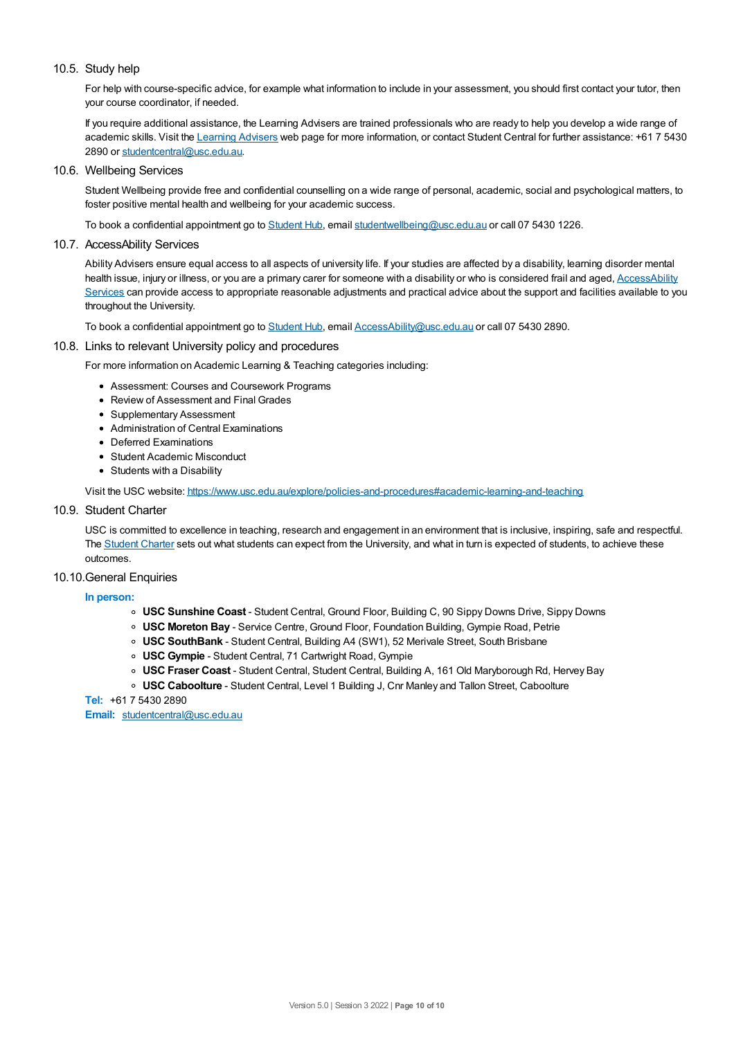### 10.5. Study help

For help with course-specific advice, for example what information to include in your assessment, you should first contact your tutor, then your course coordinator, if needed.

If you require additional assistance, the Learning Advisers are trained professionals who are ready to help you develop a wide range of academic skills. Visit the Learning Advisers web page for more information, or contact Student Central for further assistance: +61 7 5430 2890 or studentcentral@usc.edu.au.

### 10.6. Wellbeing Services

Student Wellbeing provide free and confidential counselling on a wide range of personal, academic, social and psychological matters, to foster positive mental health and wellbeing for your academic success.

To book a confidential appointment go to Student Hub, email studentwellbeing@usc.edu.au or call 07 5430 1226.

### 10.7. AccessAbility Services

Ability Advisers ensure equal access to all aspects of university life. If your studies are affected by a disability, learning disorder mental health issue, injury or illness, or you are a primary carer for someone with a disability or who is considered frail and aged, AccessAbility Services can provide access to appropriate reasonable adjustments and practical advice about the support and facilities available to you throughout the University.

To book a confidential appointment go to Student Hub, email AccessAbility@usc.edu.au or call 07 5430 2890.

### 10.8. Links to relevant University policy and procedures

For more information on Academic Learning & Teaching categories including:

- Assessment: Courses and Coursework Programs
- Review of Assessment and Final Grades
- Supplementary Assessment
- Administration of Central Examinations
- Deferred Examinations
- Student Academic Misconduct
- Students with a Disability

Visit the USC website: https://www.usc.edu.au/explore/policies-and-procedures#academic-learning-and-teaching

### 10.9. Student Charter

USC is committed to excellence in teaching, research and engagement in an environment that is inclusive, inspiring, safe and respectful. The Student Charter sets out what students can expect from the University, and what in turn is expected of students, to achieve these outcomes.

### 10.10. General Enquiries

**In person:**

- **USC Sunshine Coast** - Student Central, Ground Floor, Building C, 90 Sippy Downs Drive, Sippy Downs
- **USC Moreton Bay** - Service Centre, Ground Floor, Foundation Building, Gympie Road, Petrie
- **USC SouthBank** - Student Central, Building A4 (SW1), 52 Merivale Street, South Brisbane
- **USC Gympie** - Student Central, 71 Cartwright Road, Gympie
- **USC Fraser Coast** - Student Central, Student Central, Building A, 161 Old Maryborough Rd, Hervey Bay
- **USC Caboolture** - Student Central, Level 1 Building J, Cnr Manley and Tallon Street, Caboolture

**Tel:** +61 7 5430 2890

**Email:** studentcentral@usc.edu.au